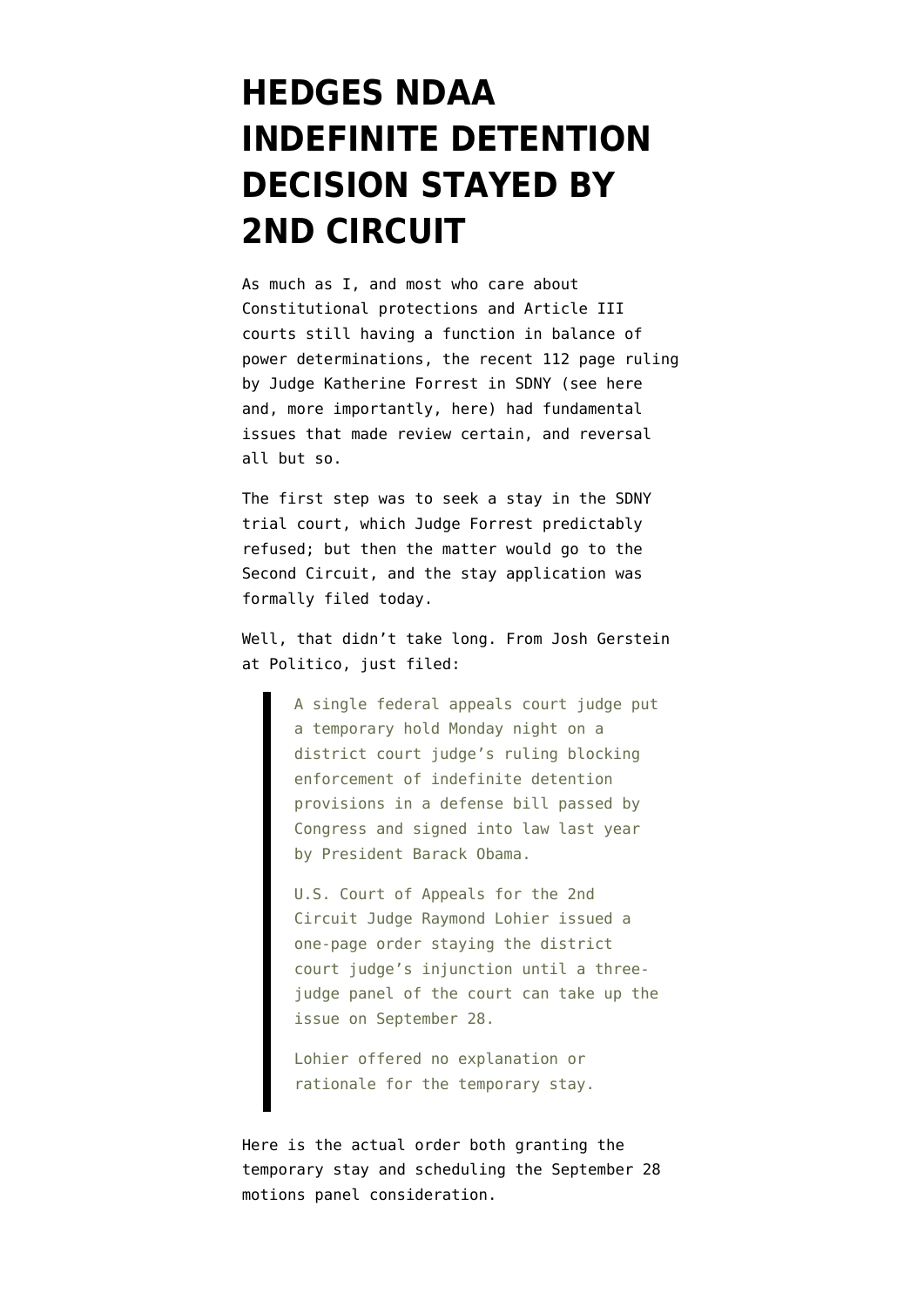# HEDGES NDAA INDEFINITE DETENTION DECISION STAYED BY 2ND CIRCUIT

As much as I, and most who care about Constitutional protections and Article III courts still having a function in balance of power determinations, the recent 112 page ruling by Judge Katherine Forrest in SDNY (see here and, more importantly, here) had fundamental issues that made review certain, and reversal all but so.

The first step was to seek a stay in the SDNY trial court, which Judge Forrest predictably refused; but then the matter would go to the Second Circuit, and the stay application was formally filed today.

Well, that didn't take long. From Josh Gerstein at Politico, just filed:

> A single federal appeals court judge put a temporary hold Monday night on a district court judge's ruling blocking enforcement of indefinite detention provisions in a defense bill passed by Congress and signed into law last year by President Barack Obama.
>
> U.S. Court of Appeals for the 2nd Circuit Judge Raymond Lohier issued a one-page order staying the district court judge's injunction until a three-judge panel of the court can take up the issue on September 28.
>
> Lohier offered no explanation or rationale for the temporary stay.

Here is the actual order both granting the temporary stay and scheduling the September 28 motions panel consideration.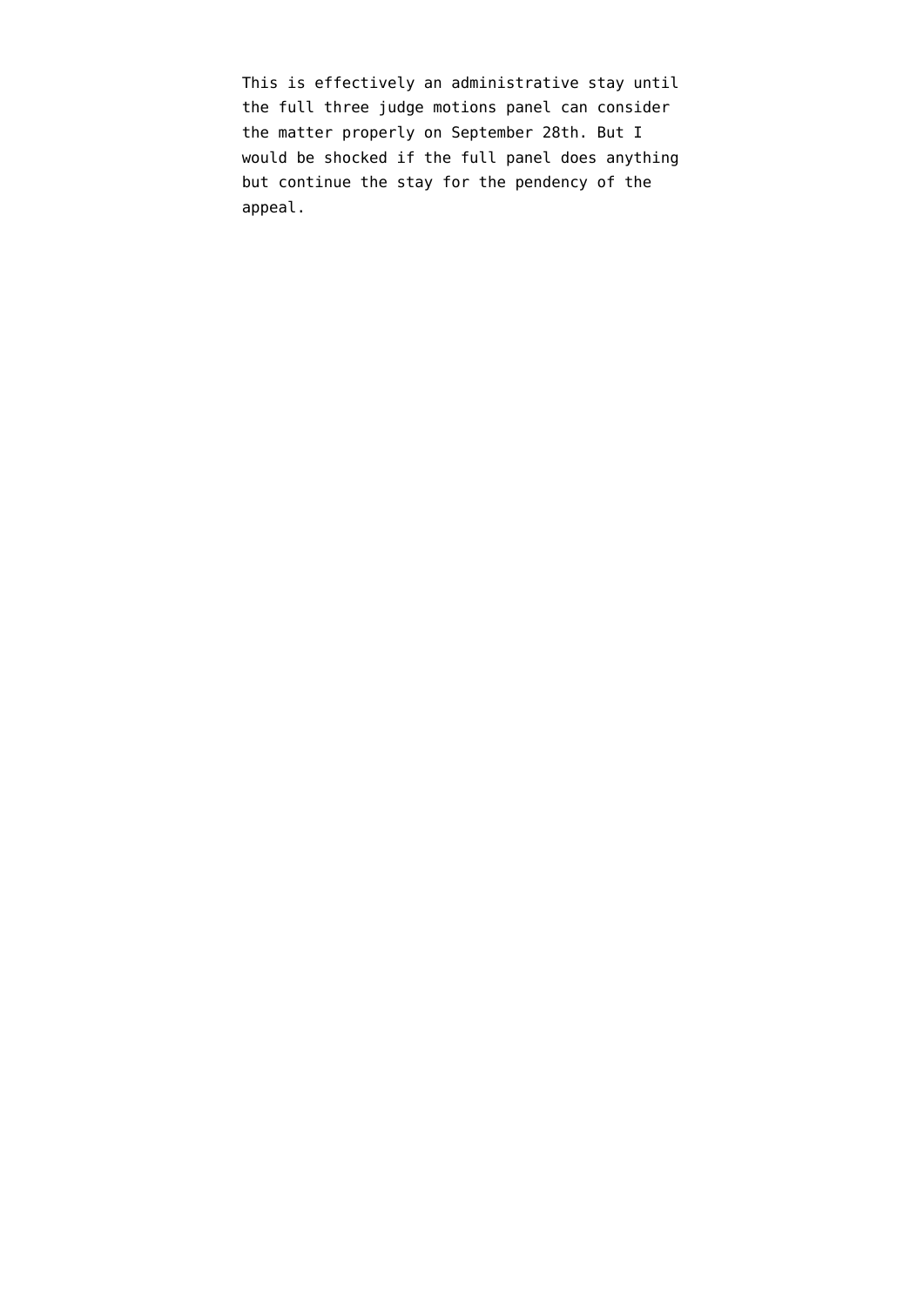This is effectively an administrative stay until the full three judge motions panel can consider the matter properly on September 28th. But I would be shocked if the full panel does anything but continue the stay for the pendency of the appeal.